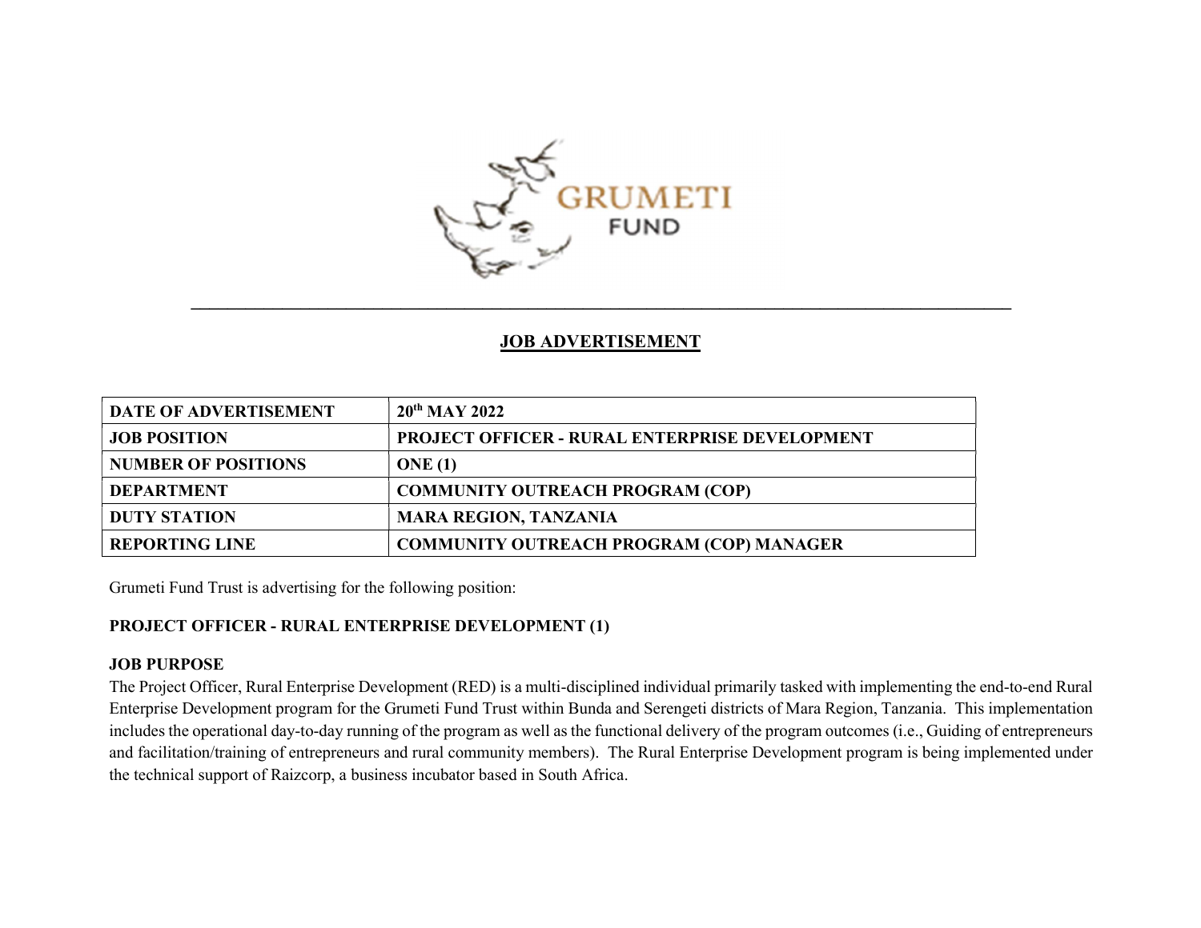GRUMETI FUND

---

# JOB ADVERTISEMENT

| | |
|---|---|
| **DATE OF ADVERTISEMENT** | **20th MAY 2022** |
| **JOB POSITION** | **PROJECT OFFICER - RURAL ENTERPRISE DEVELOPMENT** |
| **NUMBER OF POSITIONS** | **ONE (1)** |
| **DEPARTMENT** | **COMMUNITY OUTREACH PROGRAM (COP)** |
| **DUTY STATION** | **MARA REGION, TANZANIA** |
| **REPORTING LINE** | **COMMUNITY OUTREACH PROGRAM (COP) MANAGER** |

Grumeti Fund Trust is advertising for the following position:

**PROJECT OFFICER - RURAL ENTERPRISE DEVELOPMENT (1)**

**JOB PURPOSE**

The Project Officer, Rural Enterprise Development (RED) is a multi-disciplined individual primarily tasked with implementing the end-to-end Rural Enterprise Development program for the Grumeti Fund Trust within Bunda and Serengeti districts of Mara Region, Tanzania. This implementation includes the operational day-to-day running of the program as well as the functional delivery of the program outcomes (i.e., Guiding of entrepreneurs and facilitation/training of entrepreneurs and rural community members). The Rural Enterprise Development program is being implemented under the technical support of Raizcorp, a business incubator based in South Africa.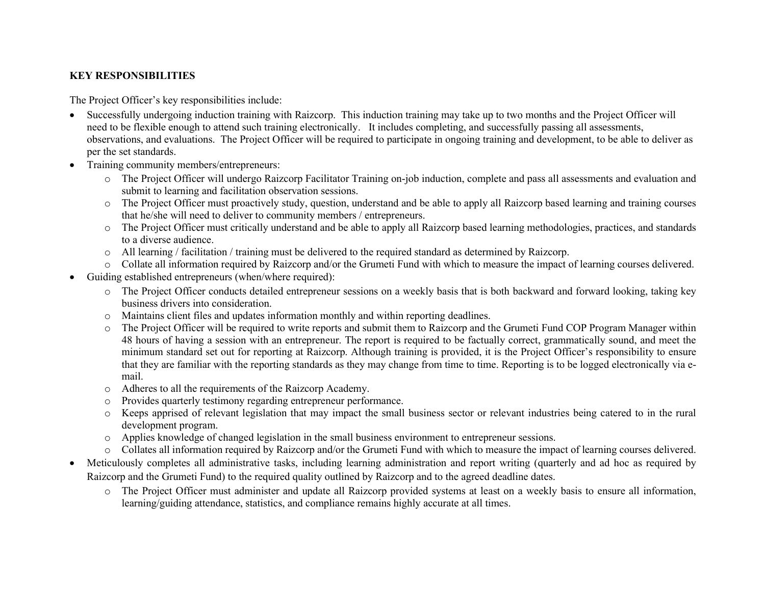**KEY RESPONSIBILITIES**

The Project Officer's key responsibilities include:

- Successfully undergoing induction training with Raizcorp. This induction training may take up to two months and the Project Officer will need to be flexible enough to attend such training electronically. It includes completing, and successfully passing all assessments, observations, and evaluations. The Project Officer will be required to participate in ongoing training and development, to be able to deliver as per the set standards.
- Training community members/entrepreneurs:
  - The Project Officer will undergo Raizcorp Facilitator Training on-job induction, complete and pass all assessments and evaluation and submit to learning and facilitation observation sessions.
  - The Project Officer must proactively study, question, understand and be able to apply all Raizcorp based learning and training courses that he/she will need to deliver to community members / entrepreneurs.
  - The Project Officer must critically understand and be able to apply all Raizcorp based learning methodologies, practices, and standards to a diverse audience.
  - All learning / facilitation / training must be delivered to the required standard as determined by Raizcorp.
  - Collate all information required by Raizcorp and/or the Grumeti Fund with which to measure the impact of learning courses delivered.
- Guiding established entrepreneurs (when/where required):
  - The Project Officer conducts detailed entrepreneur sessions on a weekly basis that is both backward and forward looking, taking key business drivers into consideration.
  - Maintains client files and updates information monthly and within reporting deadlines.
  - The Project Officer will be required to write reports and submit them to Raizcorp and the Grumeti Fund COP Program Manager within 48 hours of having a session with an entrepreneur. The report is required to be factually correct, grammatically sound, and meet the minimum standard set out for reporting at Raizcorp. Although training is provided, it is the Project Officer's responsibility to ensure that they are familiar with the reporting standards as they may change from time to time. Reporting is to be logged electronically via e-mail.
  - Adheres to all the requirements of the Raizcorp Academy.
  - Provides quarterly testimony regarding entrepreneur performance.
  - Keeps apprised of relevant legislation that may impact the small business sector or relevant industries being catered to in the rural development program.
  - Applies knowledge of changed legislation in the small business environment to entrepreneur sessions.
  - Collates all information required by Raizcorp and/or the Grumeti Fund with which to measure the impact of learning courses delivered.
- Meticulously completes all administrative tasks, including learning administration and report writing (quarterly and ad hoc as required by Raizcorp and the Grumeti Fund) to the required quality outlined by Raizcorp and to the agreed deadline dates.
  - The Project Officer must administer and update all Raizcorp provided systems at least on a weekly basis to ensure all information, learning/guiding attendance, statistics, and compliance remains highly accurate at all times.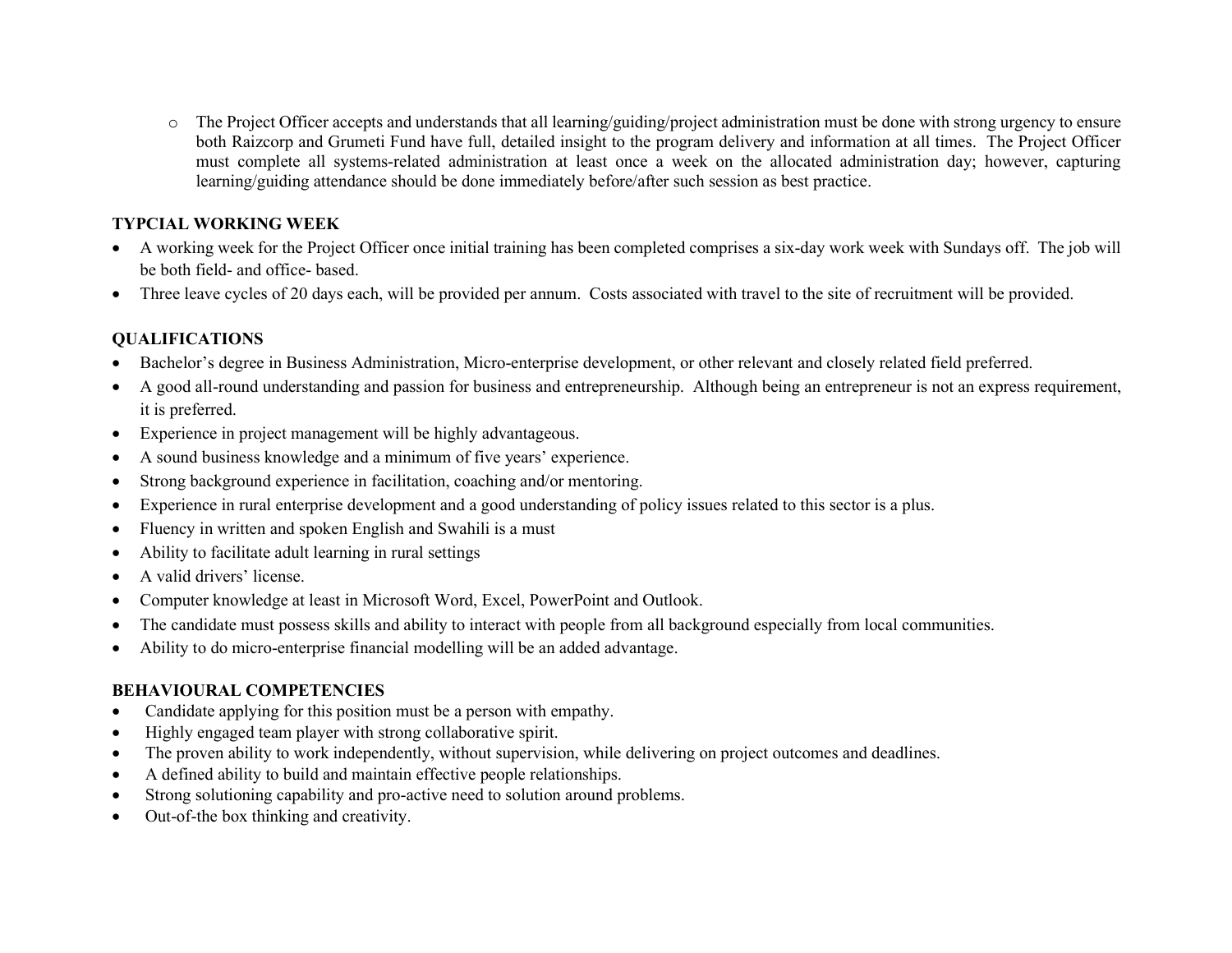- The Project Officer accepts and understands that all learning/guiding/project administration must be done with strong urgency to ensure both Raizcorp and Grumeti Fund have full, detailed insight to the program delivery and information at all times. The Project Officer must complete all systems-related administration at least once a week on the allocated administration day; however, capturing learning/guiding attendance should be done immediately before/after such session as best practice.

**TYPCIAL WORKING WEEK**

- A working week for the Project Officer once initial training has been completed comprises a six-day work week with Sundays off. The job will be both field- and office- based.
- Three leave cycles of 20 days each, will be provided per annum. Costs associated with travel to the site of recruitment will be provided.

**QUALIFICATIONS**

- Bachelor's degree in Business Administration, Micro-enterprise development, or other relevant and closely related field preferred.
- A good all-round understanding and passion for business and entrepreneurship. Although being an entrepreneur is not an express requirement, it is preferred.
- Experience in project management will be highly advantageous.
- A sound business knowledge and a minimum of five years' experience.
- Strong background experience in facilitation, coaching and/or mentoring.
- Experience in rural enterprise development and a good understanding of policy issues related to this sector is a plus.
- Fluency in written and spoken English and Swahili is a must
- Ability to facilitate adult learning in rural settings
- A valid drivers' license.
- Computer knowledge at least in Microsoft Word, Excel, PowerPoint and Outlook.
- The candidate must possess skills and ability to interact with people from all background especially from local communities.
- Ability to do micro-enterprise financial modelling will be an added advantage.

**BEHAVIOURAL COMPETENCIES**

- Candidate applying for this position must be a person with empathy.
- Highly engaged team player with strong collaborative spirit.
- The proven ability to work independently, without supervision, while delivering on project outcomes and deadlines.
- A defined ability to build and maintain effective people relationships.
- Strong solutioning capability and pro-active need to solution around problems.
- Out-of-the box thinking and creativity.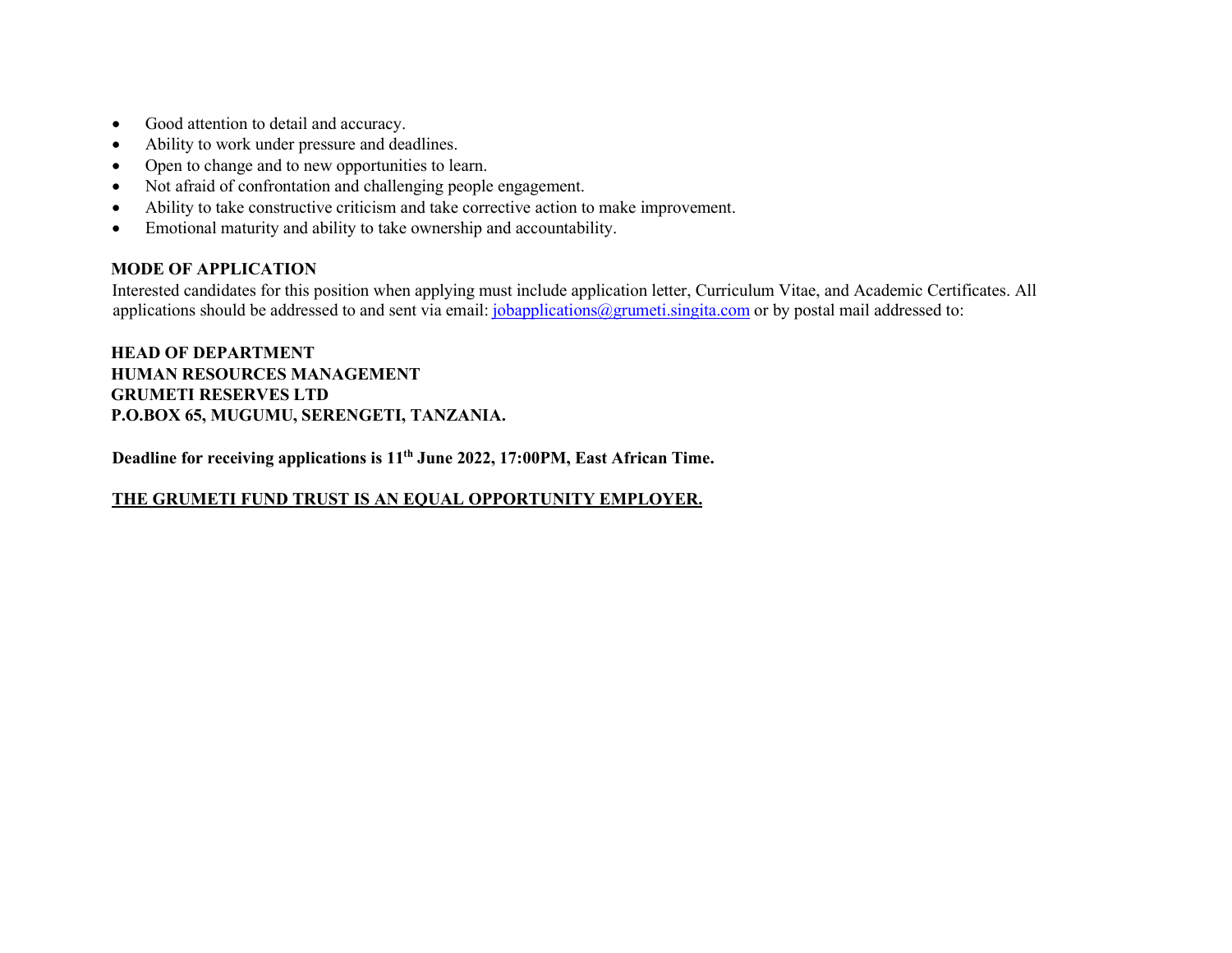- Good attention to detail and accuracy.
- Ability to work under pressure and deadlines.
- Open to change and to new opportunities to learn.
- Not afraid of confrontation and challenging people engagement.
- Ability to take constructive criticism and take corrective action to make improvement.
- Emotional maturity and ability to take ownership and accountability.

**MODE OF APPLICATION**

Interested candidates for this position when applying must include application letter, Curriculum Vitae, and Academic Certificates. All applications should be addressed to and sent via email: jobapplications@grumeti.singita.com or by postal mail addressed to:

**HEAD OF DEPARTMENT**
**HUMAN RESOURCES MANAGEMENT**
**GRUMETI RESERVES LTD**
**P.O.BOX 65, MUGUMU, SERENGETI, TANZANIA.**

**Deadline for receiving applications is 11th June 2022, 17:00PM, East African Time.**

**THE GRUMETI FUND TRUST IS AN EQUAL OPPORTUNITY EMPLOYER.**